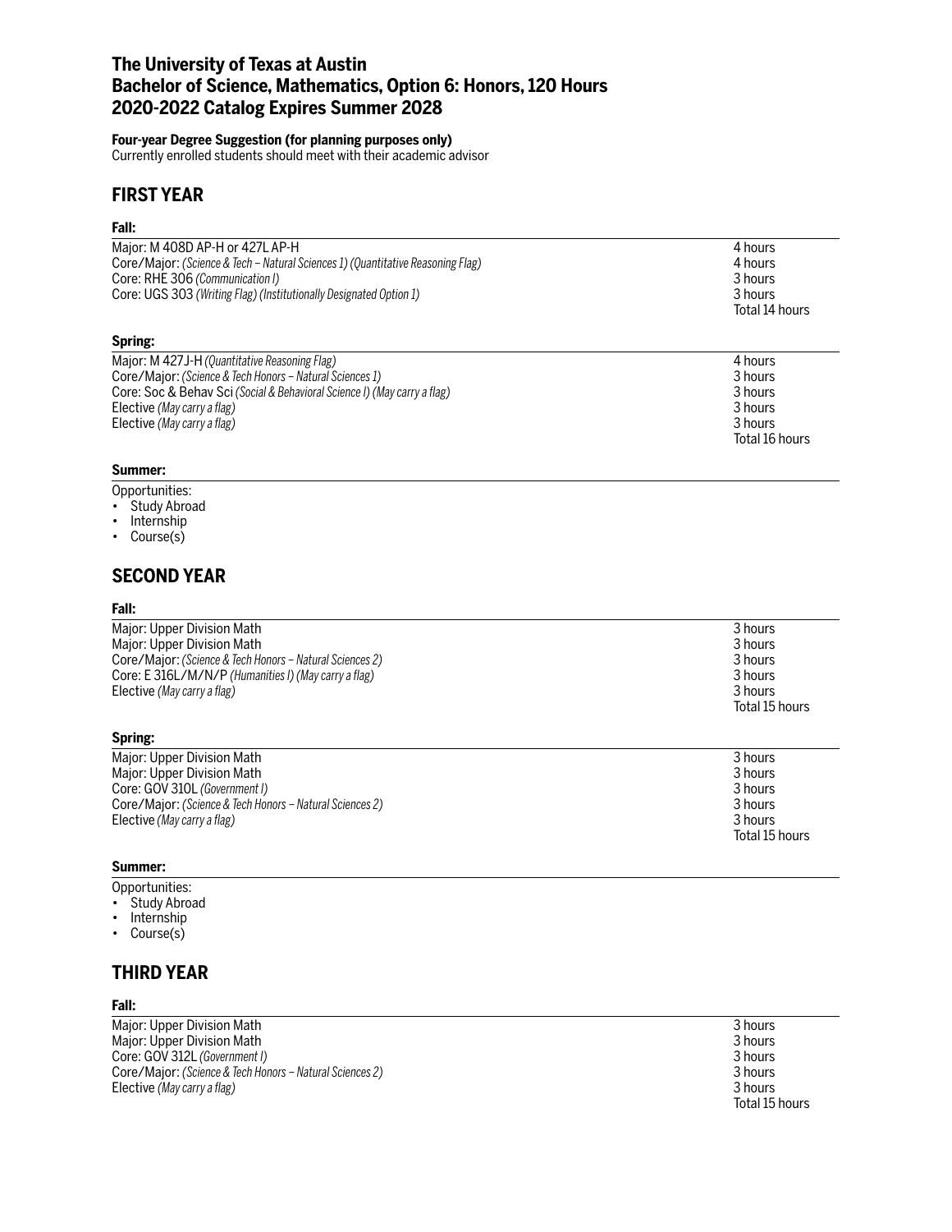# The University of Texas at Austin
# Bachelor of Science, Mathematics, Option 6: Honors, 120 Hours
# 2020-2022 Catalog Expires Summer 2028

**Four-year Degree Suggestion (for planning purposes only)**
Currently enrolled students should meet with their academic advisor

## FIRST YEAR

### Fall:

| | |
|---|---|
| Major: M 408D AP-H or 427L AP-H | 4 hours |
| Core/Major: *(Science & Tech – Natural Sciences 1) (Quantitative Reasoning Flag)* | 4 hours |
| Core: RHE 306 *(Communication I)* | 3 hours |
| Core: UGS 303 *(Writing Flag) (Institutionally Designated Option 1)* | 3 hours |
| | Total 14 hours |

### Spring:

| | |
|---|---|
| Major: M 427J-H *(Quantitative Reasoning Flag)* | 4 hours |
| Core/Major: *(Science & Tech Honors – Natural Sciences 1)* | 3 hours |
| Core: Soc & Behav Sci *(Social & Behavioral Science I) (May carry a flag)* | 3 hours |
| Elective *(May carry a flag)* | 3 hours |
| Elective *(May carry a flag)* | 3 hours |
| | Total 16 hours |

### Summer:

Opportunities:
- Study Abroad
- Internship
- Course(s)

## SECOND YEAR

### Fall:

| | |
|---|---|
| Major: Upper Division Math | 3 hours |
| Major: Upper Division Math | 3 hours |
| Core/Major: *(Science & Tech Honors – Natural Sciences 2)* | 3 hours |
| Core: E 316L/M/N/P *(Humanities I) (May carry a flag)* | 3 hours |
| Elective *(May carry a flag)* | 3 hours |
| | Total 15 hours |

### Spring:

| | |
|---|---|
| Major: Upper Division Math | 3 hours |
| Major: Upper Division Math | 3 hours |
| Core: GOV 310L *(Government I)* | 3 hours |
| Core/Major: *(Science & Tech Honors – Natural Sciences 2)* | 3 hours |
| Elective *(May carry a flag)* | 3 hours |
| | Total 15 hours |

### Summer:

Opportunities:
- Study Abroad
- Internship
- Course(s)

## THIRD YEAR

### Fall:

| | |
|---|---|
| Major: Upper Division Math | 3 hours |
| Major: Upper Division Math | 3 hours |
| Core: GOV 312L *(Government I)* | 3 hours |
| Core/Major: *(Science & Tech Honors – Natural Sciences 2)* | 3 hours |
| Elective *(May carry a flag)* | 3 hours |
| | Total 15 hours |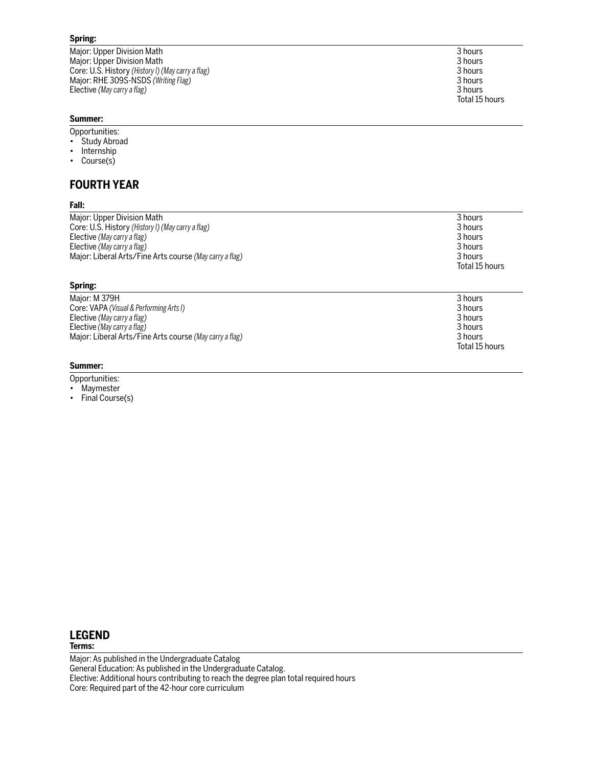**Spring:**

| | |
|---|---|
| Major: Upper Division Math | 3 hours |
| Major: Upper Division Math | 3 hours |
| Core: U.S. History *(History I) (May carry a flag)* | 3 hours |
| Major: RHE 309S-NSDS *(Writing Flag)* | 3 hours |
| Elective *(May carry a flag)* | 3 hours |
| | Total 15 hours |

**Summer:**

Opportunities:

- Study Abroad
- Internship
- Course(s)

## FOURTH YEAR

**Fall:**

| | |
|---|---|
| Major: Upper Division Math | 3 hours |
| Core: U.S. History *(History I) (May carry a flag)* | 3 hours |
| Elective *(May carry a flag)* | 3 hours |
| Elective *(May carry a flag)* | 3 hours |
| Major: Liberal Arts/Fine Arts course *(May carry a flag)* | 3 hours |
| | Total 15 hours |

**Spring:**

| | |
|---|---|
| Major: M 379H | 3 hours |
| Core: VAPA *(Visual & Performing Arts I)* | 3 hours |
| Elective *(May carry a flag)* | 3 hours |
| Elective *(May carry a flag)* | 3 hours |
| Major: Liberal Arts/Fine Arts course *(May carry a flag)* | 3 hours |
| | Total 15 hours |

**Summer:**

Opportunities:

- Maymester
- Final Course(s)

## LEGEND

**Terms:**

Major: As published in the Undergraduate Catalog
General Education: As published in the Undergraduate Catalog.
Elective: Additional hours contributing to reach the degree plan total required hours
Core: Required part of the 42-hour core curriculum